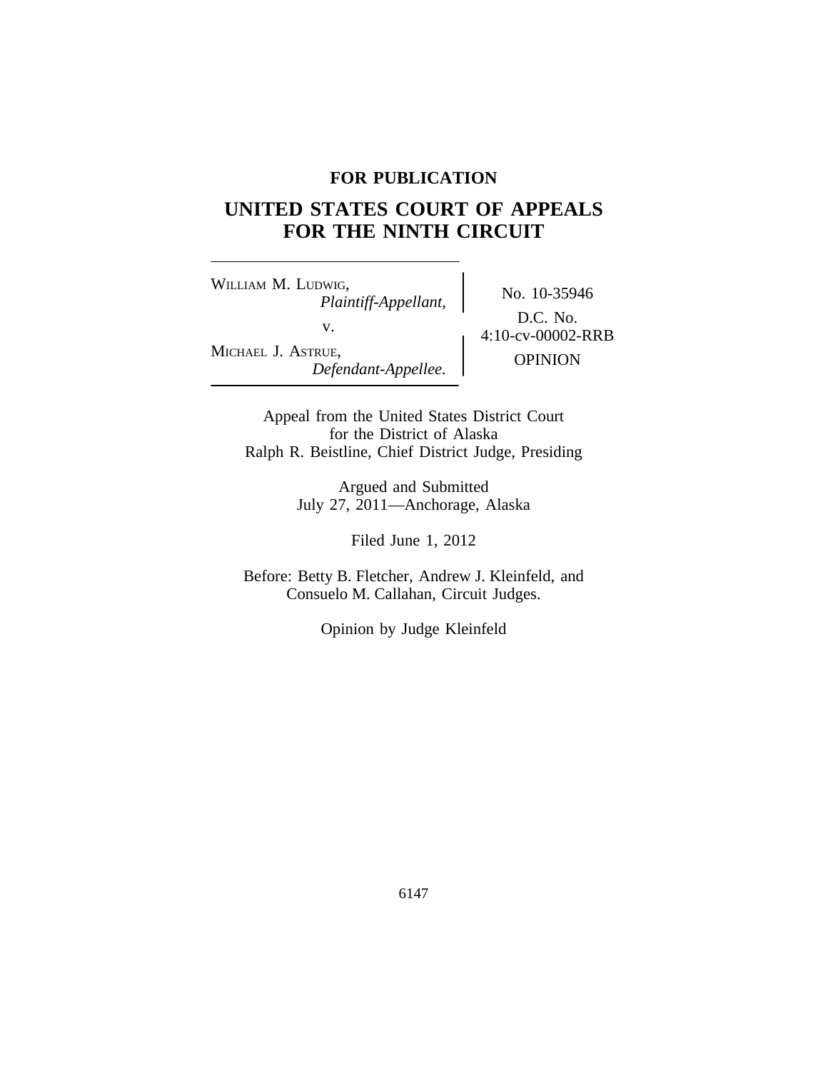**FOR PUBLICATION**

# UNITED STATES COURT OF APPEALS FOR THE NINTH CIRCUIT

| | |
|---|---|
| WILLIAM M. LUDWIG, *Plaintiff-Appellant,* v. MICHAEL J. ASTRUE, *Defendant-Appellee.* | No. 10-35946 D.C. No. 4:10-cv-00002-RRB OPINION |

Appeal from the United States District Court
for the District of Alaska
Ralph R. Beistline, Chief District Judge, Presiding

Argued and Submitted
July 27, 2011—Anchorage, Alaska

Filed June 1, 2012

Before: Betty B. Fletcher, Andrew J. Kleinfeld, and
Consuelo M. Callahan, Circuit Judges.

Opinion by Judge Kleinfeld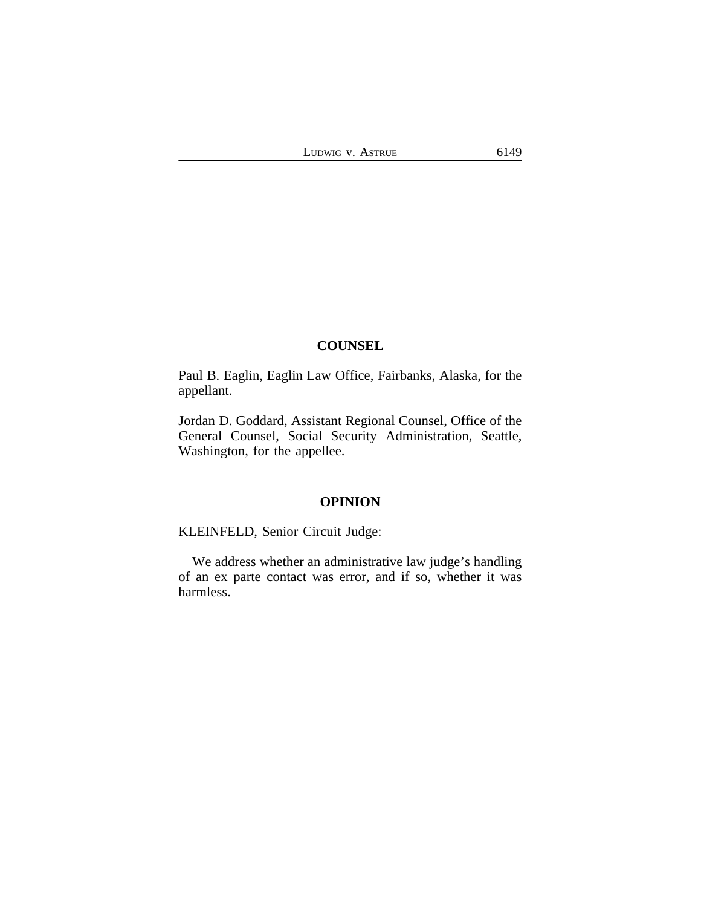## COUNSEL

Paul B. Eaglin, Eaglin Law Office, Fairbanks, Alaska, for the appellant.

Jordan D. Goddard, Assistant Regional Counsel, Office of the General Counsel, Social Security Administration, Seattle, Washington, for the appellee.

## OPINION

KLEINFELD, Senior Circuit Judge:

We address whether an administrative law judge's handling of an ex parte contact was error, and if so, whether it was harmless.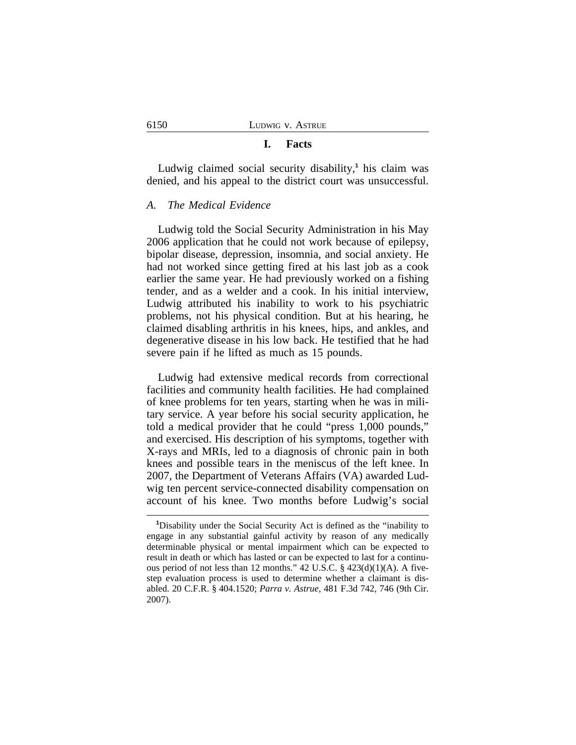## I. Facts

Ludwig claimed social security disability,[1] his claim was denied, and his appeal to the district court was unsuccessful.

### *A. The Medical Evidence*

Ludwig told the Social Security Administration in his May 2006 application that he could not work because of epilepsy, bipolar disease, depression, insomnia, and social anxiety. He had not worked since getting fired at his last job as a cook earlier the same year. He had previously worked on a fishing tender, and as a welder and a cook. In his initial interview, Ludwig attributed his inability to work to his psychiatric problems, not his physical condition. But at his hearing, he claimed disabling arthritis in his knees, hips, and ankles, and degenerative disease in his low back. He testified that he had severe pain if he lifted as much as 15 pounds.

Ludwig had extensive medical records from correctional facilities and community health facilities. He had complained of knee problems for ten years, starting when he was in military service. A year before his social security application, he told a medical provider that he could "press 1,000 pounds," and exercised. His description of his symptoms, together with X-rays and MRIs, led to a diagnosis of chronic pain in both knees and possible tears in the meniscus of the left knee. In 2007, the Department of Veterans Affairs (VA) awarded Ludwig ten percent service-connected disability compensation on account of his knee. Two months before Ludwig's social

---

[1] Disability under the Social Security Act is defined as the "inability to engage in any substantial gainful activity by reason of any medically determinable physical or mental impairment which can be expected to result in death or which has lasted or can be expected to last for a continuous period of not less than 12 months." 42 U.S.C. § 423(d)(1)(A). A five-step evaluation process is used to determine whether a claimant is disabled. 20 C.F.R. § 404.1520; *Parra v. Astrue*, 481 F.3d 742, 746 (9th Cir. 2007).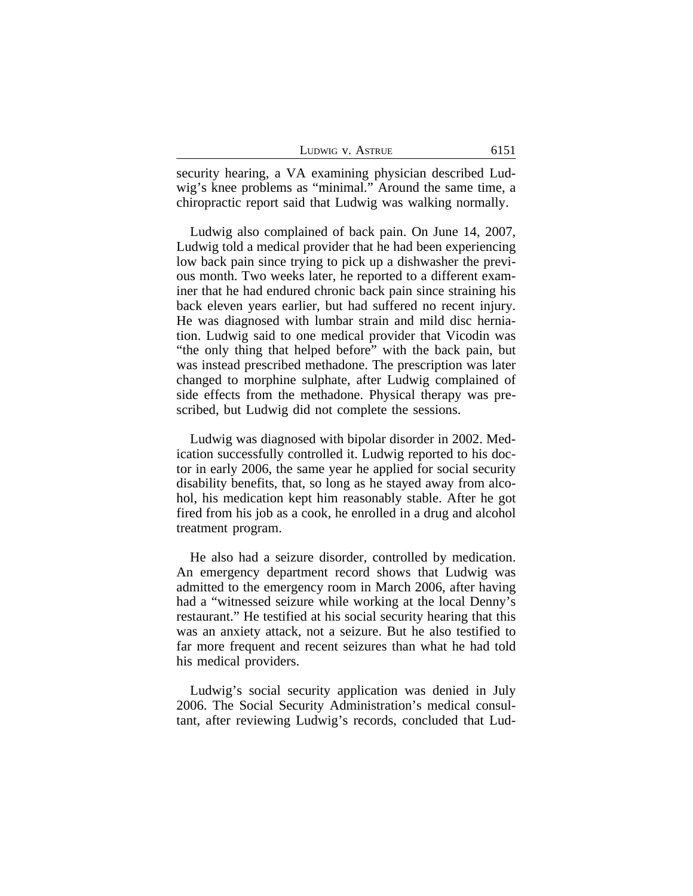security hearing, a VA examining physician described Ludwig's knee problems as "minimal." Around the same time, a chiropractic report said that Ludwig was walking normally.

Ludwig also complained of back pain. On June 14, 2007, Ludwig told a medical provider that he had been experiencing low back pain since trying to pick up a dishwasher the previous month. Two weeks later, he reported to a different examiner that he had endured chronic back pain since straining his back eleven years earlier, but had suffered no recent injury. He was diagnosed with lumbar strain and mild disc herniation. Ludwig said to one medical provider that Vicodin was "the only thing that helped before" with the back pain, but was instead prescribed methadone. The prescription was later changed to morphine sulphate, after Ludwig complained of side effects from the methadone. Physical therapy was prescribed, but Ludwig did not complete the sessions.

Ludwig was diagnosed with bipolar disorder in 2002. Medication successfully controlled it. Ludwig reported to his doctor in early 2006, the same year he applied for social security disability benefits, that, so long as he stayed away from alcohol, his medication kept him reasonably stable. After he got fired from his job as a cook, he enrolled in a drug and alcohol treatment program.

He also had a seizure disorder, controlled by medication. An emergency department record shows that Ludwig was admitted to the emergency room in March 2006, after having had a "witnessed seizure while working at the local Denny's restaurant." He testified at his social security hearing that this was an anxiety attack, not a seizure. But he also testified to far more frequent and recent seizures than what he had told his medical providers.

Ludwig's social security application was denied in July 2006. The Social Security Administration's medical consultant, after reviewing Ludwig's records, concluded that Lud-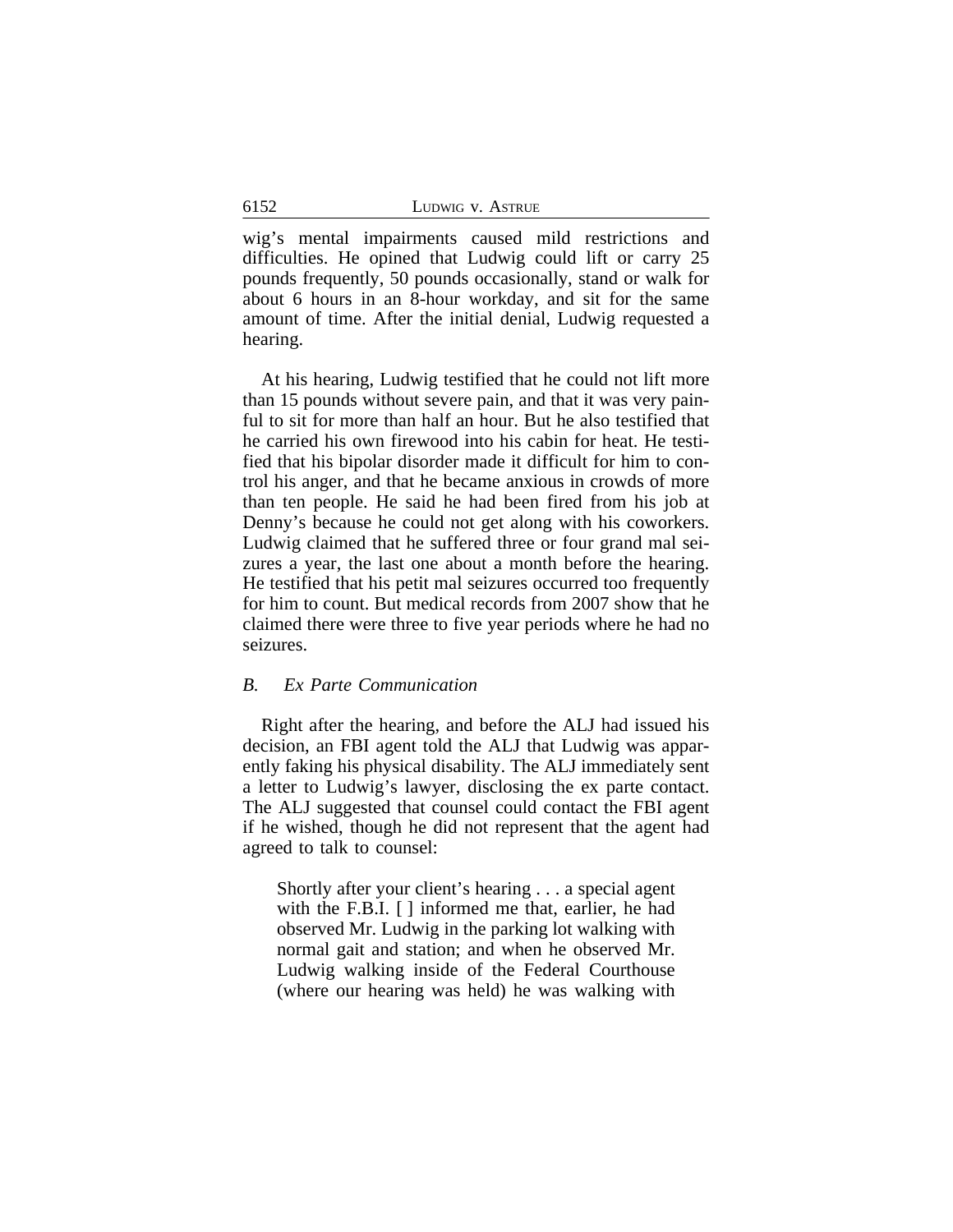wig's mental impairments caused mild restrictions and difficulties. He opined that Ludwig could lift or carry 25 pounds frequently, 50 pounds occasionally, stand or walk for about 6 hours in an 8-hour workday, and sit for the same amount of time. After the initial denial, Ludwig requested a hearing.

At his hearing, Ludwig testified that he could not lift more than 15 pounds without severe pain, and that it was very painful to sit for more than half an hour. But he also testified that he carried his own firewood into his cabin for heat. He testified that his bipolar disorder made it difficult for him to control his anger, and that he became anxious in crowds of more than ten people. He said he had been fired from his job at Denny's because he could not get along with his coworkers. Ludwig claimed that he suffered three or four grand mal seizures a year, the last one about a month before the hearing. He testified that his petit mal seizures occurred too frequently for him to count. But medical records from 2007 show that he claimed there were three to five year periods where he had no seizures.

### *B. Ex Parte Communication*

Right after the hearing, and before the ALJ had issued his decision, an FBI agent told the ALJ that Ludwig was apparently faking his physical disability. The ALJ immediately sent a letter to Ludwig's lawyer, disclosing the ex parte contact. The ALJ suggested that counsel could contact the FBI agent if he wished, though he did not represent that the agent had agreed to talk to counsel:

> Shortly after your client's hearing . . . a special agent with the F.B.I. [ ] informed me that, earlier, he had observed Mr. Ludwig in the parking lot walking with normal gait and station; and when he observed Mr. Ludwig walking inside of the Federal Courthouse (where our hearing was held) he was walking with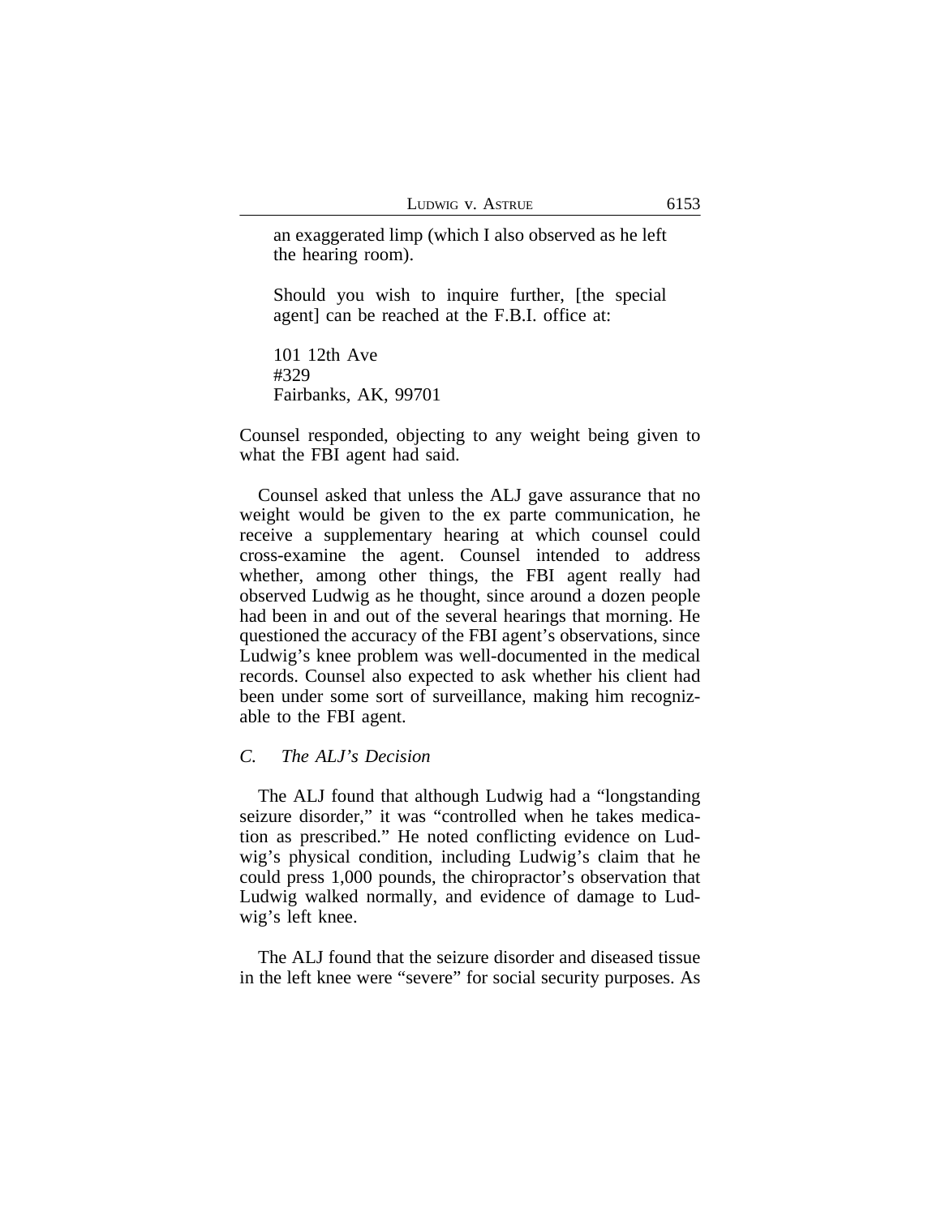an exaggerated limp (which I also observed as he left the hearing room).

Should you wish to inquire further, [the special agent] can be reached at the F.B.I. office at:

101 12th Ave
#329
Fairbanks, AK, 99701

Counsel responded, objecting to any weight being given to what the FBI agent had said.

Counsel asked that unless the ALJ gave assurance that no weight would be given to the ex parte communication, he receive a supplementary hearing at which counsel could cross-examine the agent. Counsel intended to address whether, among other things, the FBI agent really had observed Ludwig as he thought, since around a dozen people had been in and out of the several hearings that morning. He questioned the accuracy of the FBI agent's observations, since Ludwig's knee problem was well-documented in the medical records. Counsel also expected to ask whether his client had been under some sort of surveillance, making him recognizable to the FBI agent.

### C. *The ALJ's Decision*

The ALJ found that although Ludwig had a "longstanding seizure disorder," it was "controlled when he takes medication as prescribed." He noted conflicting evidence on Ludwig's physical condition, including Ludwig's claim that he could press 1,000 pounds, the chiropractor's observation that Ludwig walked normally, and evidence of damage to Ludwig's left knee.

The ALJ found that the seizure disorder and diseased tissue in the left knee were "severe" for social security purposes. As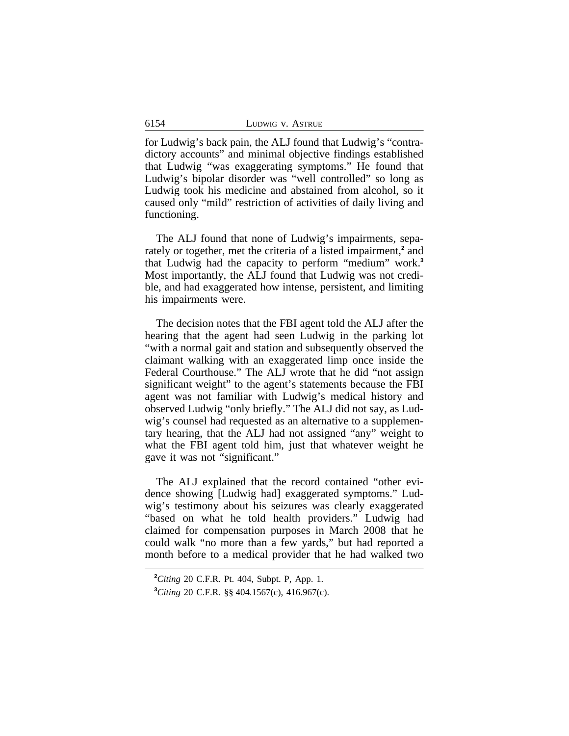for Ludwig's back pain, the ALJ found that Ludwig's "contradictory accounts" and minimal objective findings established that Ludwig "was exaggerating symptoms." He found that Ludwig's bipolar disorder was "well controlled" so long as Ludwig took his medicine and abstained from alcohol, so it caused only "mild" restriction of activities of daily living and functioning.

The ALJ found that none of Ludwig's impairments, separately or together, met the criteria of a listed impairment,[2] and that Ludwig had the capacity to perform "medium" work.[3] Most importantly, the ALJ found that Ludwig was not credible, and had exaggerated how intense, persistent, and limiting his impairments were.

The decision notes that the FBI agent told the ALJ after the hearing that the agent had seen Ludwig in the parking lot "with a normal gait and station and subsequently observed the claimant walking with an exaggerated limp once inside the Federal Courthouse." The ALJ wrote that he did "not assign significant weight" to the agent's statements because the FBI agent was not familiar with Ludwig's medical history and observed Ludwig "only briefly." The ALJ did not say, as Ludwig's counsel had requested as an alternative to a supplementary hearing, that the ALJ had not assigned "any" weight to what the FBI agent told him, just that whatever weight he gave it was not "significant."

The ALJ explained that the record contained "other evidence showing [Ludwig had] exaggerated symptoms." Ludwig's testimony about his seizures was clearly exaggerated "based on what he told health providers." Ludwig had claimed for compensation purposes in March 2008 that he could walk "no more than a few yards," but had reported a month before to a medical provider that he had walked two

---

[2] *Citing* 20 C.F.R. Pt. 404, Subpt. P, App. 1.

[3] *Citing* 20 C.F.R. §§ 404.1567(c), 416.967(c).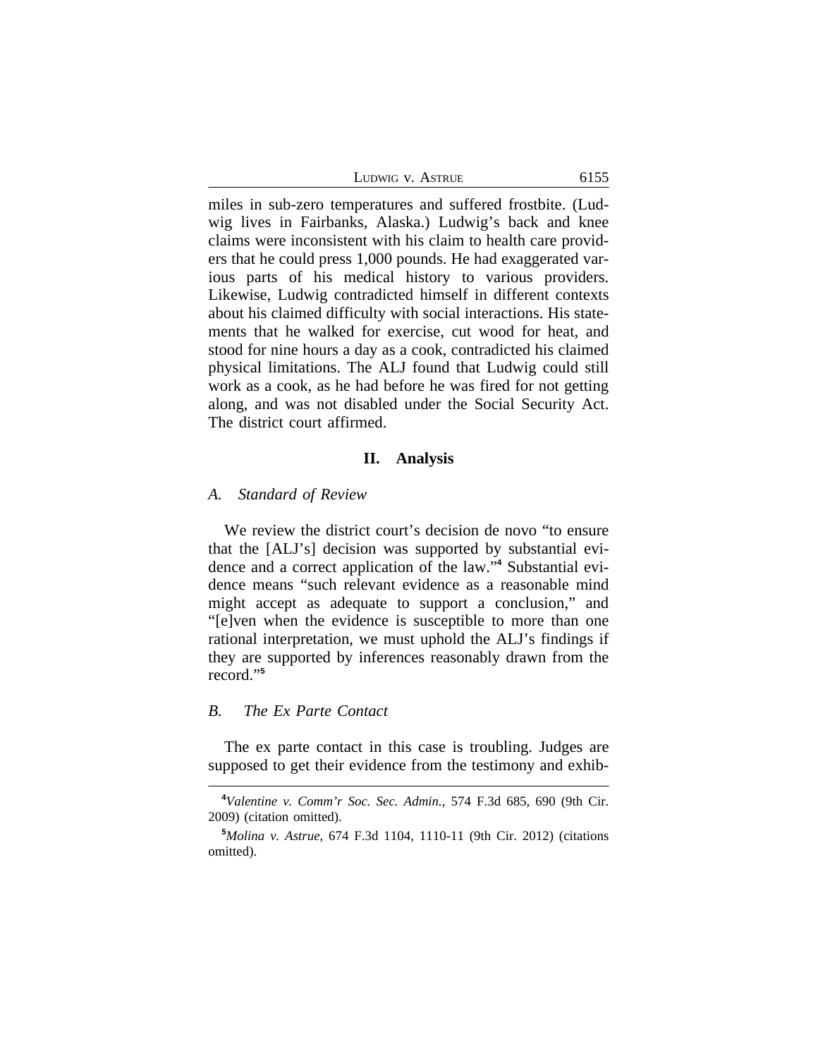miles in sub-zero temperatures and suffered frostbite. (Ludwig lives in Fairbanks, Alaska.) Ludwig's back and knee claims were inconsistent with his claim to health care providers that he could press 1,000 pounds. He had exaggerated various parts of his medical history to various providers. Likewise, Ludwig contradicted himself in different contexts about his claimed difficulty with social interactions. His statements that he walked for exercise, cut wood for heat, and stood for nine hours a day as a cook, contradicted his claimed physical limitations. The ALJ found that Ludwig could still work as a cook, as he had before he was fired for not getting along, and was not disabled under the Social Security Act. The district court affirmed.

## II. Analysis

### *A. Standard of Review*

We review the district court's decision de novo "to ensure that the [ALJ's] decision was supported by substantial evidence and a correct application of the law."[4] Substantial evidence means "such relevant evidence as a reasonable mind might accept as adequate to support a conclusion," and "[e]ven when the evidence is susceptible to more than one rational interpretation, we must uphold the ALJ's findings if they are supported by inferences reasonably drawn from the record."[5]

### *B. The Ex Parte Contact*

The ex parte contact in this case is troubling. Judges are supposed to get their evidence from the testimony and exhib-

---

[4] *Valentine v. Comm'r Soc. Sec. Admin.*, 574 F.3d 685, 690 (9th Cir. 2009) (citation omitted).

[5] *Molina v. Astrue*, 674 F.3d 1104, 1110-11 (9th Cir. 2012) (citations omitted).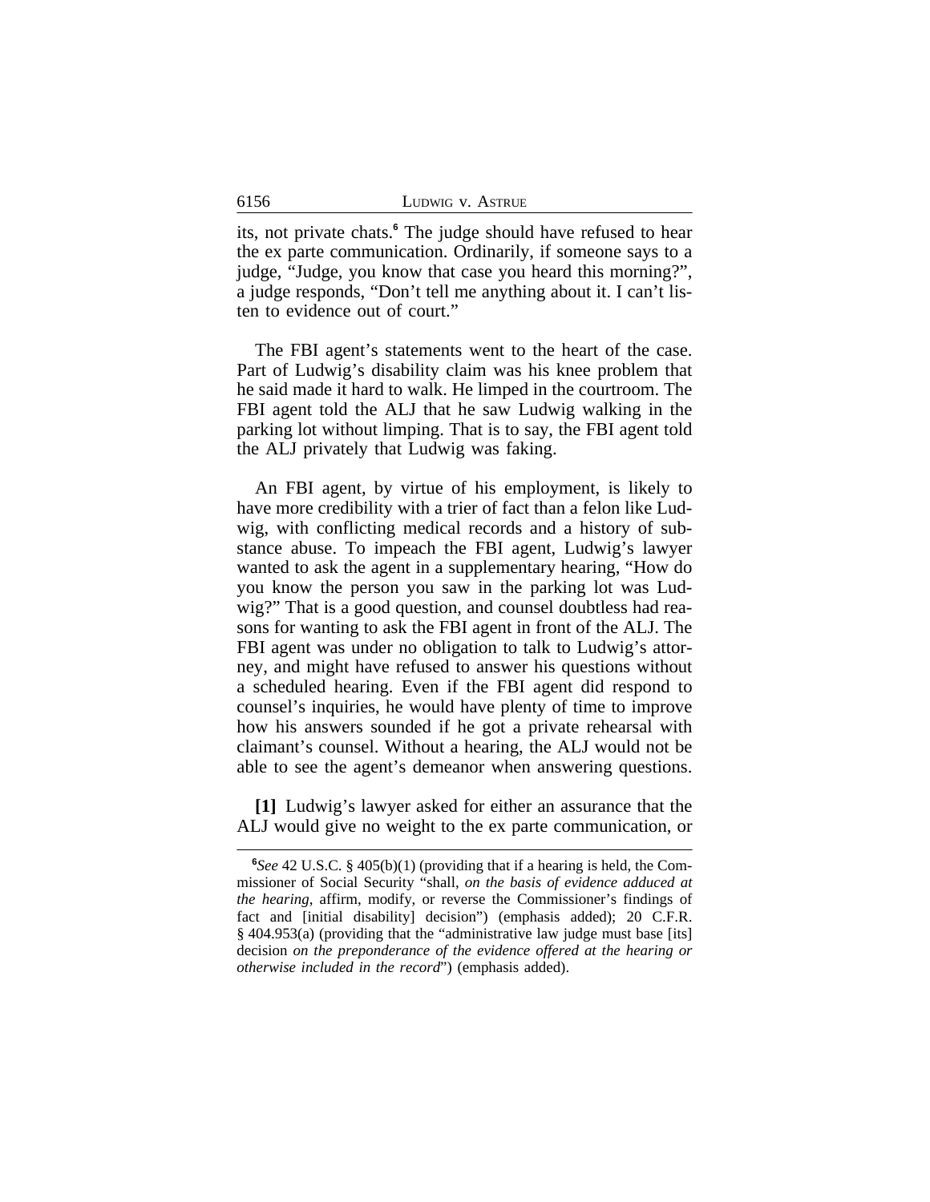its, not private chats.[6] The judge should have refused to hear the ex parte communication. Ordinarily, if someone says to a judge, "Judge, you know that case you heard this morning?", a judge responds, "Don't tell me anything about it. I can't listen to evidence out of court."

The FBI agent's statements went to the heart of the case. Part of Ludwig's disability claim was his knee problem that he said made it hard to walk. He limped in the courtroom. The FBI agent told the ALJ that he saw Ludwig walking in the parking lot without limping. That is to say, the FBI agent told the ALJ privately that Ludwig was faking.

An FBI agent, by virtue of his employment, is likely to have more credibility with a trier of fact than a felon like Ludwig, with conflicting medical records and a history of substance abuse. To impeach the FBI agent, Ludwig's lawyer wanted to ask the agent in a supplementary hearing, "How do you know the person you saw in the parking lot was Ludwig?" That is a good question, and counsel doubtless had reasons for wanting to ask the FBI agent in front of the ALJ. The FBI agent was under no obligation to talk to Ludwig's attorney, and might have refused to answer his questions without a scheduled hearing. Even if the FBI agent did respond to counsel's inquiries, he would have plenty of time to improve how his answers sounded if he got a private rehearsal with claimant's counsel. Without a hearing, the ALJ would not be able to see the agent's demeanor when answering questions.

**[1]** Ludwig's lawyer asked for either an assurance that the ALJ would give no weight to the ex parte communication, or

---

[6] *See* 42 U.S.C. § 405(b)(1) (providing that if a hearing is held, the Commissioner of Social Security "shall, *on the basis of evidence adduced at the hearing*, affirm, modify, or reverse the Commissioner's findings of fact and [initial disability] decision") (emphasis added); 20 C.F.R. § 404.953(a) (providing that the "administrative law judge must base [its] decision *on the preponderance of the evidence offered at the hearing or otherwise included in the record*") (emphasis added).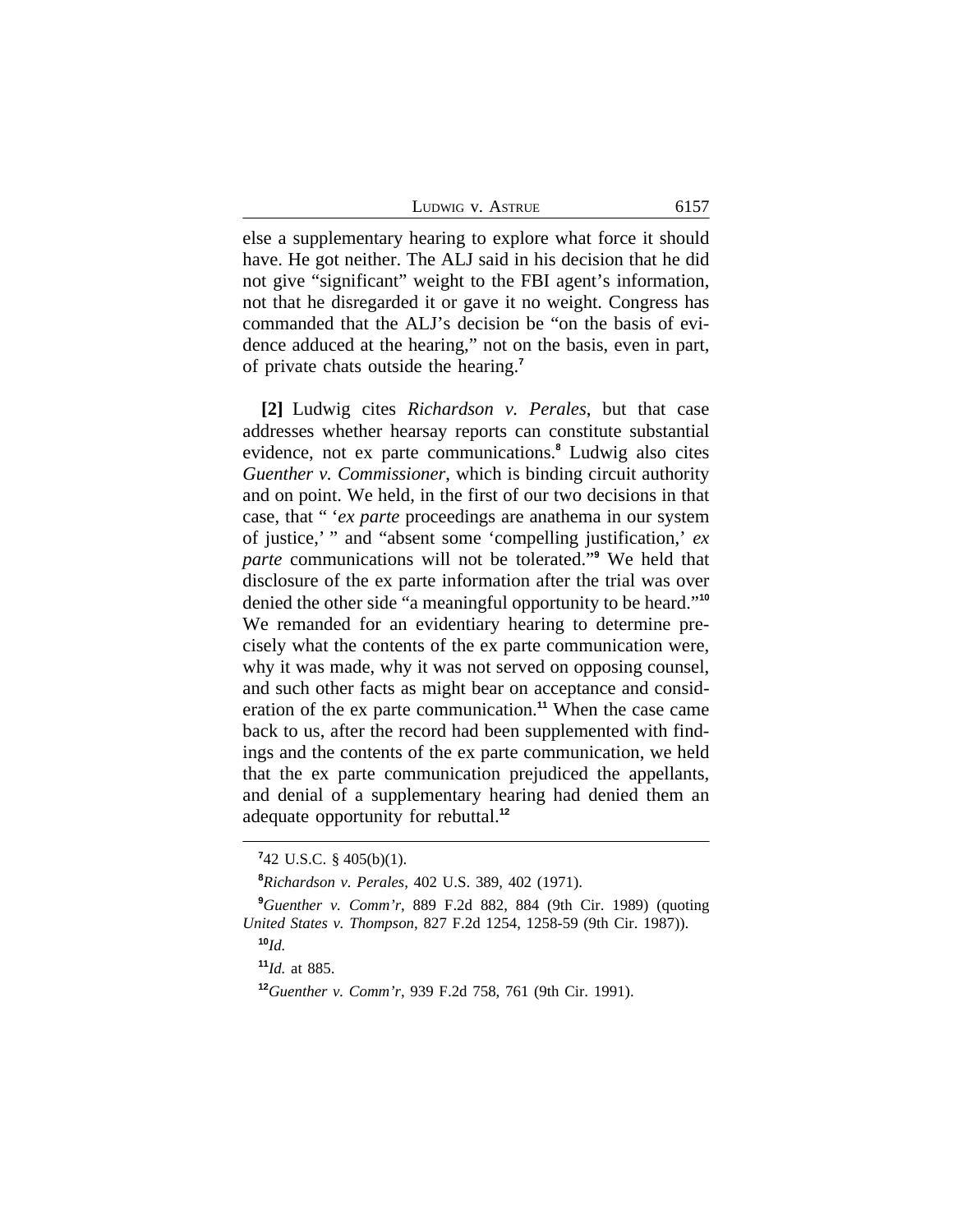else a supplementary hearing to explore what force it should have. He got neither. The ALJ said in his decision that he did not give "significant" weight to the FBI agent's information, not that he disregarded it or gave it no weight. Congress has commanded that the ALJ's decision be "on the basis of evidence adduced at the hearing," not on the basis, even in part, of private chats outside the hearing.[7]

**[2]** Ludwig cites *Richardson v. Perales*, but that case addresses whether hearsay reports can constitute substantial evidence, not ex parte communications.[8] Ludwig also cites *Guenther v. Commissioner*, which is binding circuit authority and on point. We held, in the first of our two decisions in that case, that " '*ex parte* proceedings are anathema in our system of justice,' " and "absent some 'compelling justification,' *ex parte* communications will not be tolerated."[9] We held that disclosure of the ex parte information after the trial was over denied the other side "a meaningful opportunity to be heard."[10] We remanded for an evidentiary hearing to determine precisely what the contents of the ex parte communication were, why it was made, why it was not served on opposing counsel, and such other facts as might bear on acceptance and consideration of the ex parte communication.[11] When the case came back to us, after the record had been supplemented with findings and the contents of the ex parte communication, we held that the ex parte communication prejudiced the appellants, and denial of a supplementary hearing had denied them an adequate opportunity for rebuttal.[12]

---

[7] 42 U.S.C. § 405(b)(1).

[8] *Richardson v. Perales*, 402 U.S. 389, 402 (1971).

[9] *Guenther v. Comm'r*, 889 F.2d 882, 884 (9th Cir. 1989) (quoting *United States v. Thompson*, 827 F.2d 1254, 1258-59 (9th Cir. 1987)).

[10] *Id.*

[11] *Id.* at 885.

[12] *Guenther v. Comm'r*, 939 F.2d 758, 761 (9th Cir. 1991).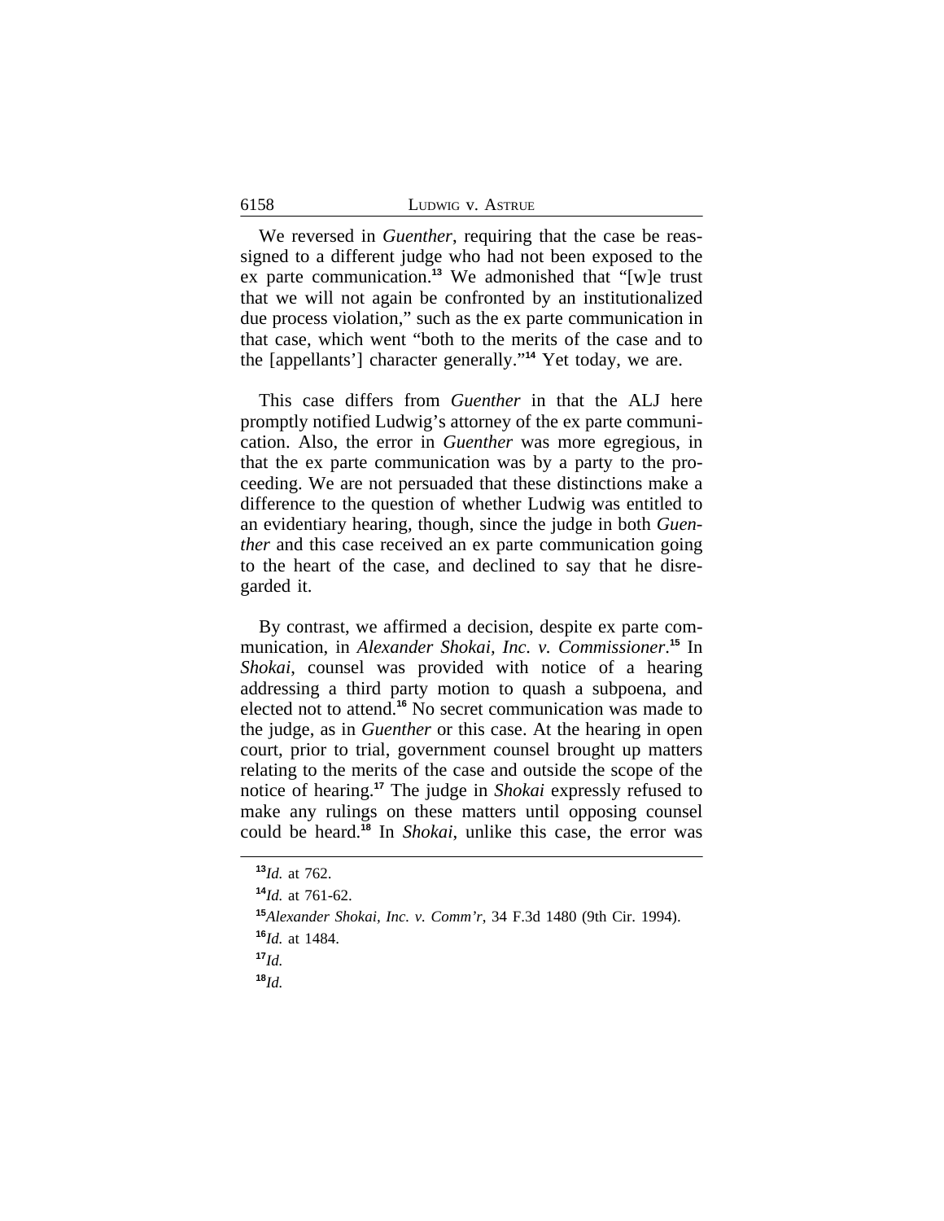We reversed in *Guenther*, requiring that the case be reassigned to a different judge who had not been exposed to the ex parte communication.[13] We admonished that "[w]e trust that we will not again be confronted by an institutionalized due process violation," such as the ex parte communication in that case, which went "both to the merits of the case and to the [appellants'] character generally."[14] Yet today, we are.

This case differs from *Guenther* in that the ALJ here promptly notified Ludwig's attorney of the ex parte communication. Also, the error in *Guenther* was more egregious, in that the ex parte communication was by a party to the proceeding. We are not persuaded that these distinctions make a difference to the question of whether Ludwig was entitled to an evidentiary hearing, though, since the judge in both *Guenther* and this case received an ex parte communication going to the heart of the case, and declined to say that he disregarded it.

By contrast, we affirmed a decision, despite ex parte communication, in *Alexander Shokai, Inc. v. Commissioner*.[15] In *Shokai*, counsel was provided with notice of a hearing addressing a third party motion to quash a subpoena, and elected not to attend.[16] No secret communication was made to the judge, as in *Guenther* or this case. At the hearing in open court, prior to trial, government counsel brought up matters relating to the merits of the case and outside the scope of the notice of hearing.[17] The judge in *Shokai* expressly refused to make any rulings on these matters until opposing counsel could be heard.[18] In *Shokai*, unlike this case, the error was

---

[13] *Id.* at 762.

[14] *Id.* at 761-62.

[15] *Alexander Shokai, Inc. v. Comm'r*, 34 F.3d 1480 (9th Cir. 1994).

[16] *Id.* at 1484.

[17] *Id.*

[18] *Id.*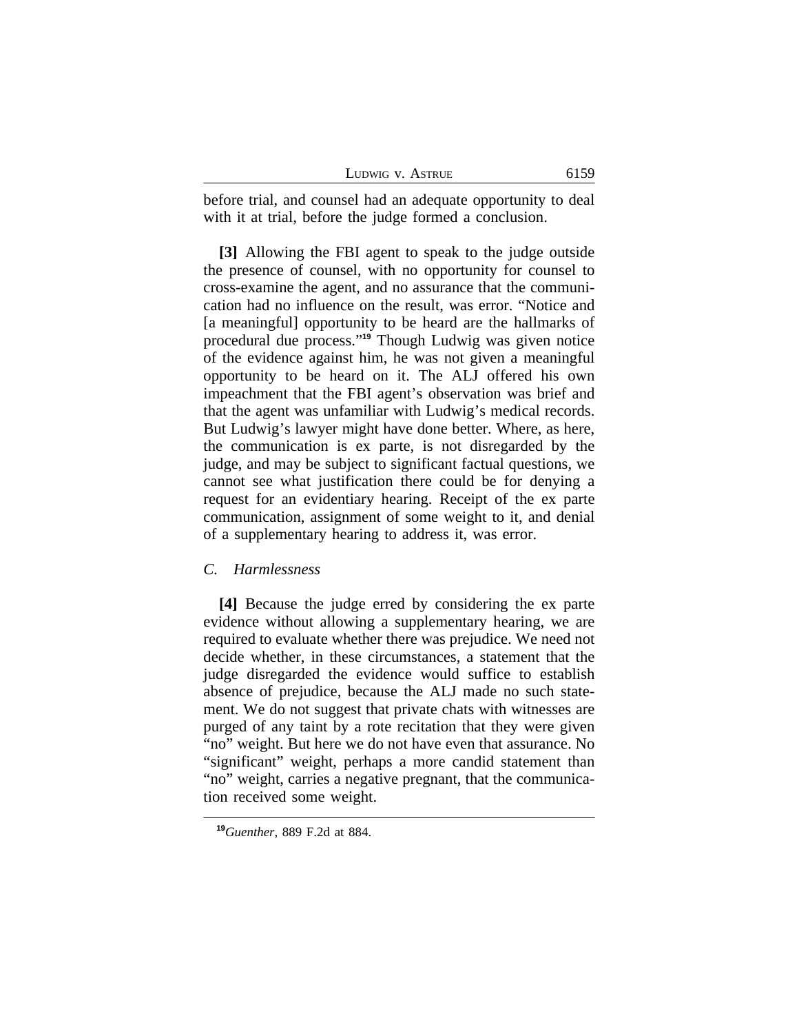before trial, and counsel had an adequate opportunity to deal with it at trial, before the judge formed a conclusion.

**[3]** Allowing the FBI agent to speak to the judge outside the presence of counsel, with no opportunity for counsel to cross-examine the agent, and no assurance that the communication had no influence on the result, was error. "Notice and [a meaningful] opportunity to be heard are the hallmarks of procedural due process."[19] Though Ludwig was given notice of the evidence against him, he was not given a meaningful opportunity to be heard on it. The ALJ offered his own impeachment that the FBI agent's observation was brief and that the agent was unfamiliar with Ludwig's medical records. But Ludwig's lawyer might have done better. Where, as here, the communication is ex parte, is not disregarded by the judge, and may be subject to significant factual questions, we cannot see what justification there could be for denying a request for an evidentiary hearing. Receipt of the ex parte communication, assignment of some weight to it, and denial of a supplementary hearing to address it, was error.

### *C. Harmlessness*

**[4]** Because the judge erred by considering the ex parte evidence without allowing a supplementary hearing, we are required to evaluate whether there was prejudice. We need not decide whether, in these circumstances, a statement that the judge disregarded the evidence would suffice to establish absence of prejudice, because the ALJ made no such statement. We do not suggest that private chats with witnesses are purged of any taint by a rote recitation that they were given "no" weight. But here we do not have even that assurance. No "significant" weight, perhaps a more candid statement than "no" weight, carries a negative pregnant, that the communication received some weight.

---

[19] *Guenther*, 889 F.2d at 884.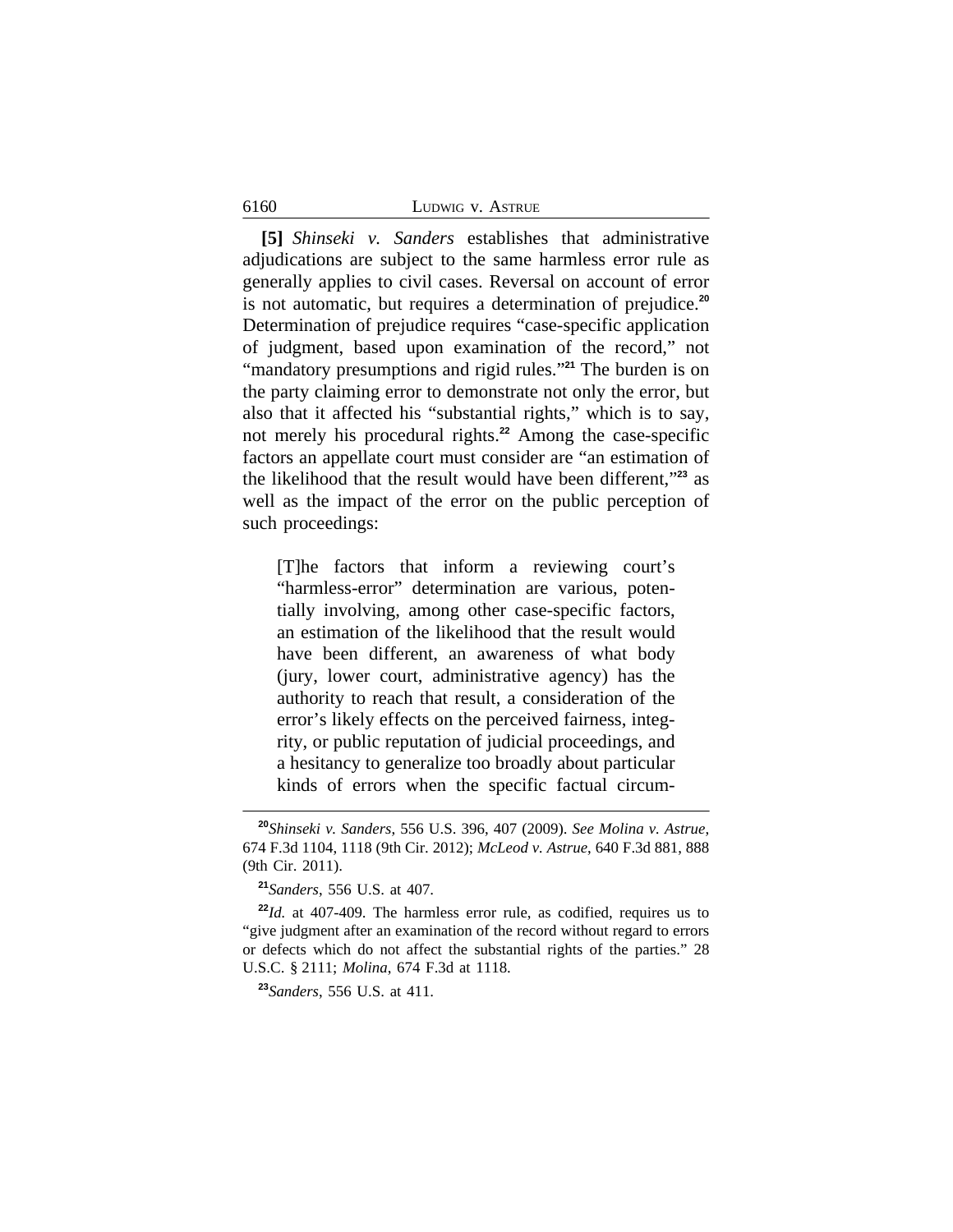**[5]** *Shinseki v. Sanders* establishes that administrative adjudications are subject to the same harmless error rule as generally applies to civil cases. Reversal on account of error is not automatic, but requires a determination of prejudice.[20] Determination of prejudice requires "case-specific application of judgment, based upon examination of the record," not "mandatory presumptions and rigid rules."[21] The burden is on the party claiming error to demonstrate not only the error, but also that it affected his "substantial rights," which is to say, not merely his procedural rights.[22] Among the case-specific factors an appellate court must consider are "an estimation of the likelihood that the result would have been different,"[23] as well as the impact of the error on the public perception of such proceedings:

> [T]he factors that inform a reviewing court's "harmless-error" determination are various, potentially involving, among other case-specific factors, an estimation of the likelihood that the result would have been different, an awareness of what body (jury, lower court, administrative agency) has the authority to reach that result, a consideration of the error's likely effects on the perceived fairness, integrity, or public reputation of judicial proceedings, and a hesitancy to generalize too broadly about particular kinds of errors when the specific factual circum-

---

[20] *Shinseki v. Sanders*, 556 U.S. 396, 407 (2009). *See Molina v. Astrue*, 674 F.3d 1104, 1118 (9th Cir. 2012); *McLeod v. Astrue*, 640 F.3d 881, 888 (9th Cir. 2011).

[21] *Sanders*, 556 U.S. at 407.

[22] *Id.* at 407-409. The harmless error rule, as codified, requires us to "give judgment after an examination of the record without regard to errors or defects which do not affect the substantial rights of the parties." 28 U.S.C. § 2111; *Molina*, 674 F.3d at 1118.

[23] *Sanders*, 556 U.S. at 411.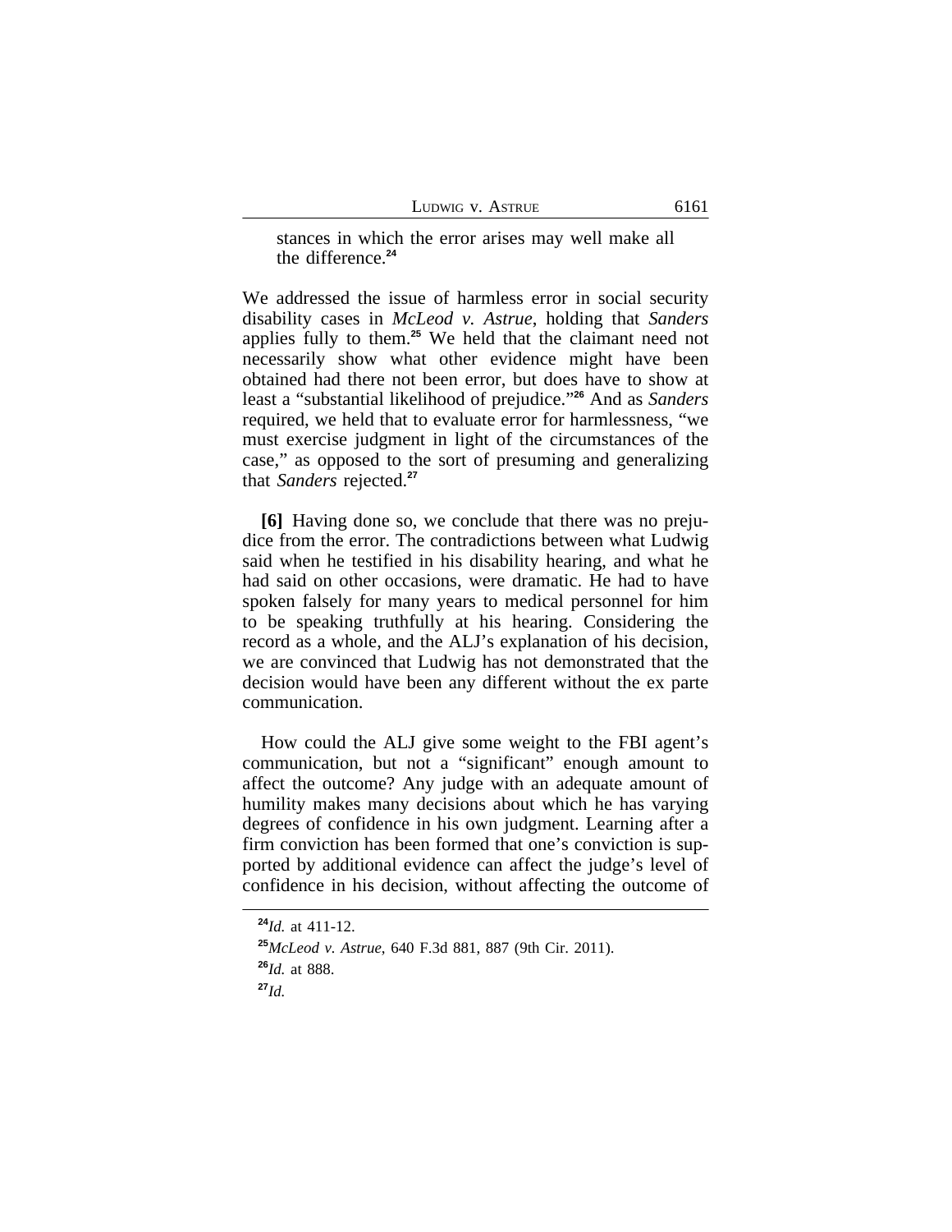stances in which the error arises may well make all the difference.[24]

We addressed the issue of harmless error in social security disability cases in *McLeod v. Astrue*, holding that *Sanders* applies fully to them.[25] We held that the claimant need not necessarily show what other evidence might have been obtained had there not been error, but does have to show at least a "substantial likelihood of prejudice."[26] And as *Sanders* required, we held that to evaluate error for harmlessness, "we must exercise judgment in light of the circumstances of the case," as opposed to the sort of presuming and generalizing that *Sanders* rejected.[27]

**[6]** Having done so, we conclude that there was no prejudice from the error. The contradictions between what Ludwig said when he testified in his disability hearing, and what he had said on other occasions, were dramatic. He had to have spoken falsely for many years to medical personnel for him to be speaking truthfully at his hearing. Considering the record as a whole, and the ALJ's explanation of his decision, we are convinced that Ludwig has not demonstrated that the decision would have been any different without the ex parte communication.

How could the ALJ give some weight to the FBI agent's communication, but not a "significant" enough amount to affect the outcome? Any judge with an adequate amount of humility makes many decisions about which he has varying degrees of confidence in his own judgment. Learning after a firm conviction has been formed that one's conviction is supported by additional evidence can affect the judge's level of confidence in his decision, without affecting the outcome of

[24]*Id.* at 411-12.

[25]*McLeod v. Astrue*, 640 F.3d 881, 887 (9th Cir. 2011).

[26]*Id.* at 888.

[27]*Id.*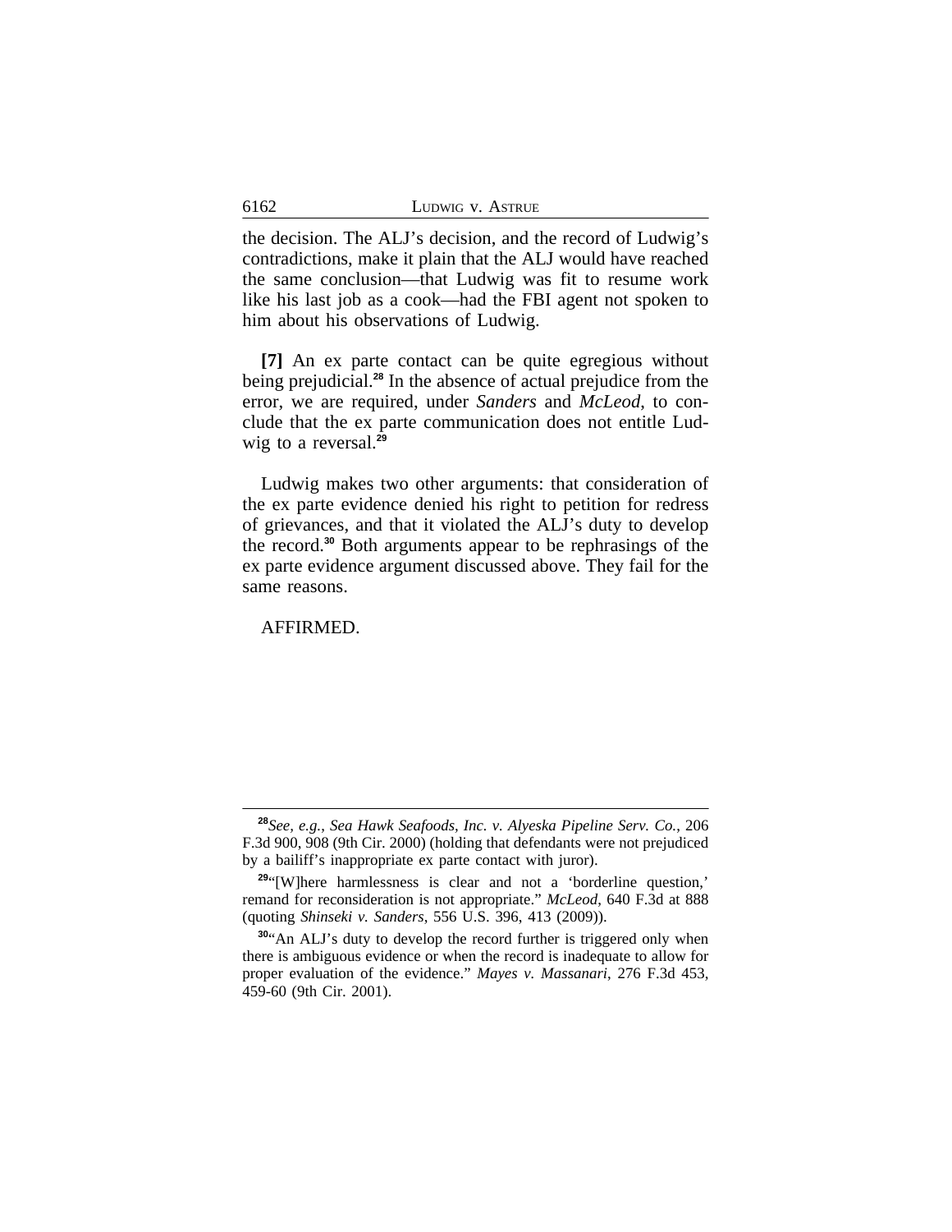the decision. The ALJ's decision, and the record of Ludwig's contradictions, make it plain that the ALJ would have reached the same conclusion—that Ludwig was fit to resume work like his last job as a cook—had the FBI agent not spoken to him about his observations of Ludwig.

**[7]** An ex parte contact can be quite egregious without being prejudicial.[28] In the absence of actual prejudice from the error, we are required, under *Sanders* and *McLeod*, to conclude that the ex parte communication does not entitle Ludwig to a reversal.[29]

Ludwig makes two other arguments: that consideration of the ex parte evidence denied his right to petition for redress of grievances, and that it violated the ALJ's duty to develop the record.[30] Both arguments appear to be rephrasings of the ex parte evidence argument discussed above. They fail for the same reasons.

AFFIRMED.

---

[28]*See, e.g.*, *Sea Hawk Seafoods, Inc. v. Alyeska Pipeline Serv. Co.*, 206 F.3d 900, 908 (9th Cir. 2000) (holding that defendants were not prejudiced by a bailiff's inappropriate ex parte contact with juror).

[29]"[W]here harmlessness is clear and not a 'borderline question,' remand for reconsideration is not appropriate." *McLeod*, 640 F.3d at 888 (quoting *Shinseki v. Sanders*, 556 U.S. 396, 413 (2009)).

[30]"An ALJ's duty to develop the record further is triggered only when there is ambiguous evidence or when the record is inadequate to allow for proper evaluation of the evidence." *Mayes v. Massanari*, 276 F.3d 453, 459-60 (9th Cir. 2001).